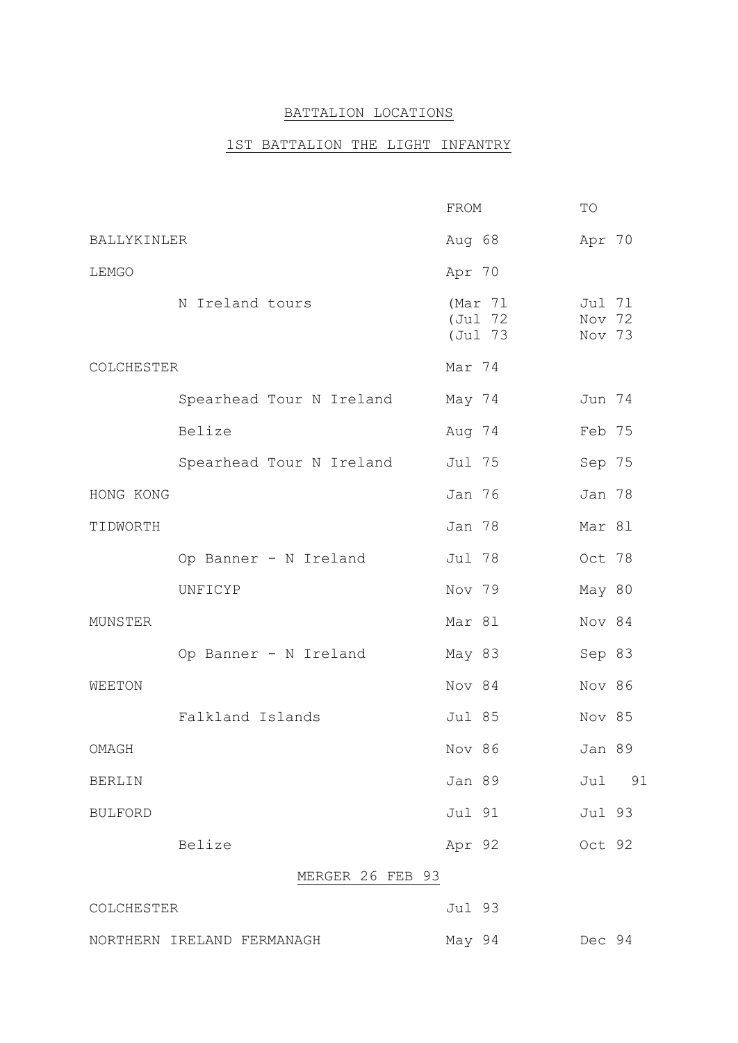# BATTALION LOCATIONS

## 1ST BATTALION THE LIGHT INFANTRY

| | | FROM | TO |
|---|---|---|---|
| BALLYKINLER | | Aug 68 | Apr 70 |
| LEMGO | | Apr 70 | |
| | N Ireland tours | (Mar 71<br>(Jul 72<br>(Jul 73 | Jul 71<br>Nov 72<br>Nov 73 |
| COLCHESTER | | Mar 74 | |
| | Spearhead Tour N Ireland | May 74 | Jun 74 |
| | Belize | Aug 74 | Feb 75 |
| | Spearhead Tour N Ireland | Jul 75 | Sep 75 |
| HONG KONG | | Jan 76 | Jan 78 |
| TIDWORTH | | Jan 78 | Mar 81 |
| | Op Banner - N Ireland | Jul 78 | Oct 78 |
| | UNFICYP | Nov 79 | May 80 |
| MUNSTER | | Mar 81 | Nov 84 |
| | Op Banner - N Ireland | May 83 | Sep 83 |
| WEETON | | Nov 84 | Nov 86 |
| | Falkland Islands | Jul 85 | Nov 85 |
| OMAGH | | Nov 86 | Jan 89 |
| BERLIN | | Jan 89 | Jul 91 |
| BULFORD | | Jul 91 | Jul 93 |
| | Belize | Apr 92 | Oct 92 |
| | MERGER 26 FEB 93 | | |
| COLCHESTER | | Jul 93 | |
| NORTHERN IRELAND FERMANAGH | | May 94 | Dec 94 |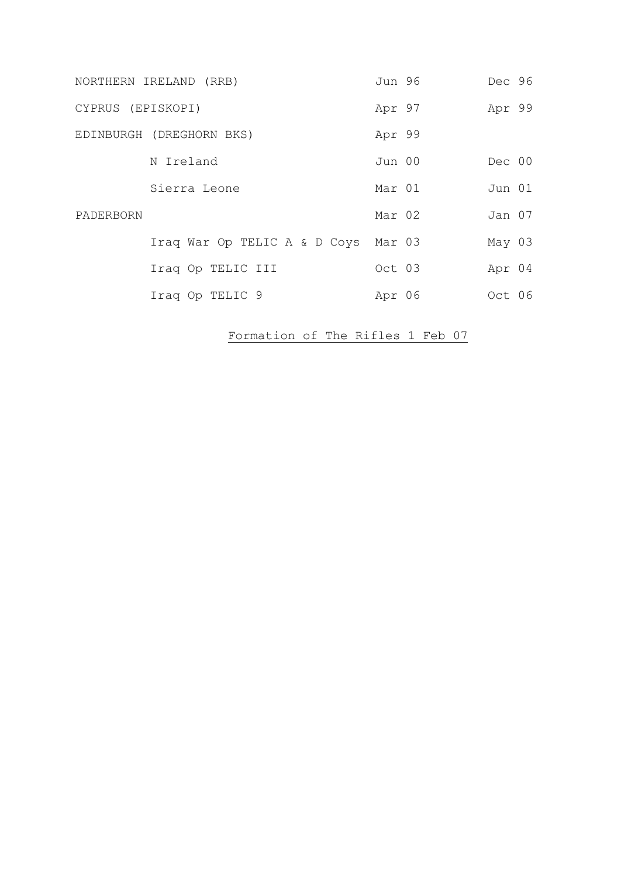| | | |
|---|---|---|
| NORTHERN IRELAND (RRB) | Jun 96 | Dec 96 |
| CYPRUS (EPISKOPI) | Apr 97 | Apr 99 |
| EDINBURGH (DREGHORN BKS) | Apr 99 | |
| N Ireland | Jun 00 | Dec 00 |
| Sierra Leone | Mar 01 | Jun 01 |
| PADERBORN | Mar 02 | Jan 07 |
| Iraq War Op TELIC A & D Coys | Mar 03 | May 03 |
| Iraq Op TELIC III | Oct 03 | Apr 04 |
| Iraq Op TELIC 9 | Apr 06 | Oct 06 |

<u>Formation of The Rifles 1 Feb 07</u>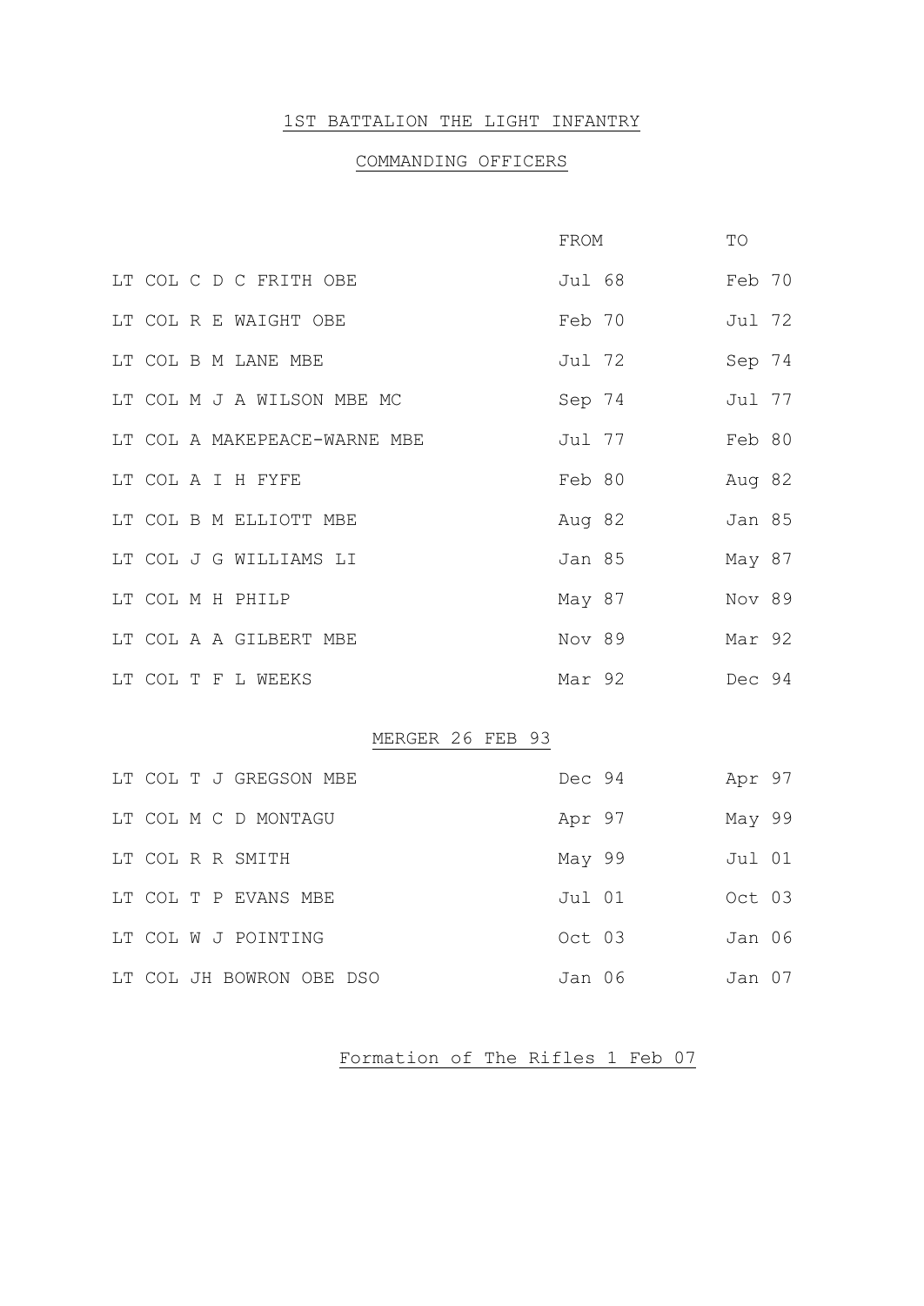# 1ST BATTALION THE LIGHT INFANTRY

## COMMANDING OFFICERS

| | FROM | TO |
|---|---|---|
| LT COL C D C FRITH OBE | Jul 68 | Feb 70 |
| LT COL R E WAIGHT OBE | Feb 70 | Jul 72 |
| LT COL B M LANE MBE | Jul 72 | Sep 74 |
| LT COL M J A WILSON MBE MC | Sep 74 | Jul 77 |
| LT COL A MAKEPEACE-WARNE MBE | Jul 77 | Feb 80 |
| LT COL A I H FYFE | Feb 80 | Aug 82 |
| LT COL B M ELLIOTT MBE | Aug 82 | Jan 85 |
| LT COL J G WILLIAMS LI | Jan 85 | May 87 |
| LT COL M H PHILP | May 87 | Nov 89 |
| LT COL A A GILBERT MBE | Nov 89 | Mar 92 |
| LT COL T F L WEEKS | Mar 92 | Dec 94 |
| **MERGER 26 FEB 93** | | |
| LT COL T J GREGSON MBE | Dec 94 | Apr 97 |
| LT COL M C D MONTAGU | Apr 97 | May 99 |
| LT COL R R SMITH | May 99 | Jul 01 |
| LT COL T P EVANS MBE | Jul 01 | Oct 03 |
| LT COL W J POINTING | Oct 03 | Jan 06 |
| LT COL JH BOWRON OBE DSO | Jan 06 | Jan 07 |

Formation of The Rifles 1 Feb 07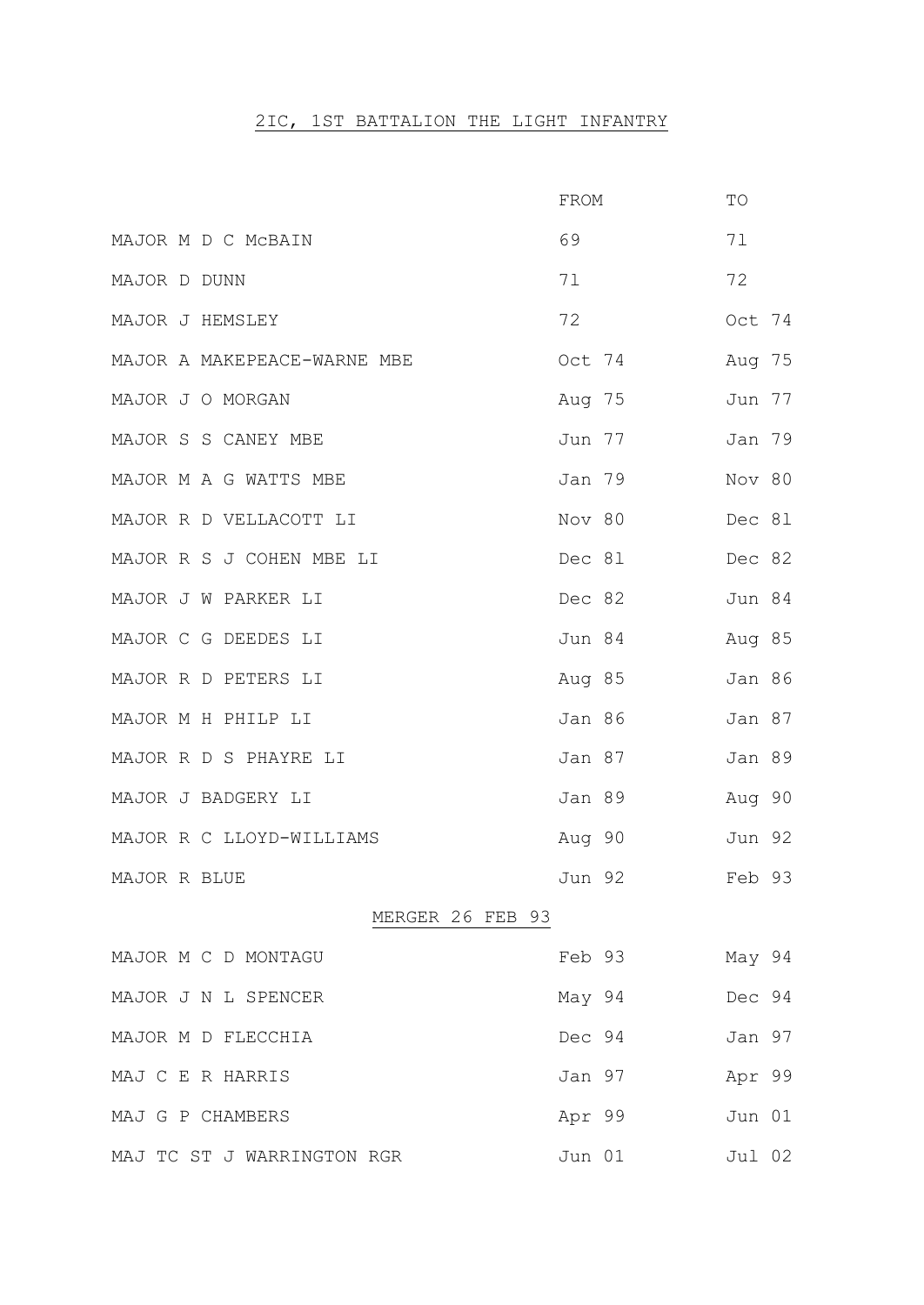# 2IC, 1ST BATTALION THE LIGHT INFANTRY

| | FROM | TO |
|---|---|---|
| MAJOR M D C McBAIN | 69 | 71 |
| MAJOR D DUNN | 71 | 72 |
| MAJOR J HEMSLEY | 72 | Oct 74 |
| MAJOR A MAKEPEACE-WARNE MBE | Oct 74 | Aug 75 |
| MAJOR J O MORGAN | Aug 75 | Jun 77 |
| MAJOR S S CANEY MBE | Jun 77 | Jan 79 |
| MAJOR M A G WATTS MBE | Jan 79 | Nov 80 |
| MAJOR R D VELLACOTT LI | Nov 80 | Dec 81 |
| MAJOR R S J COHEN MBE LI | Dec 81 | Dec 82 |
| MAJOR J W PARKER LI | Dec 82 | Jun 84 |
| MAJOR C G DEEDES LI | Jun 84 | Aug 85 |
| MAJOR R D PETERS LI | Aug 85 | Jan 86 |
| MAJOR M H PHILP LI | Jan 86 | Jan 87 |
| MAJOR R D S PHAYRE LI | Jan 87 | Jan 89 |
| MAJOR J BADGERY LI | Jan 89 | Aug 90 |
| MAJOR R C LLOYD-WILLIAMS | Aug 90 | Jun 92 |
| MAJOR R BLUE | Jun 92 | Feb 93 |
| MERGER 26 FEB 93 | | |
| MAJOR M C D MONTAGU | Feb 93 | May 94 |
| MAJOR J N L SPENCER | May 94 | Dec 94 |
| MAJOR M D FLECCHIA | Dec 94 | Jan 97 |
| MAJ C E R HARRIS | Jan 97 | Apr 99 |
| MAJ G P CHAMBERS | Apr 99 | Jun 01 |
| MAJ TC ST J WARRINGTON RGR | Jun 01 | Jul 02 |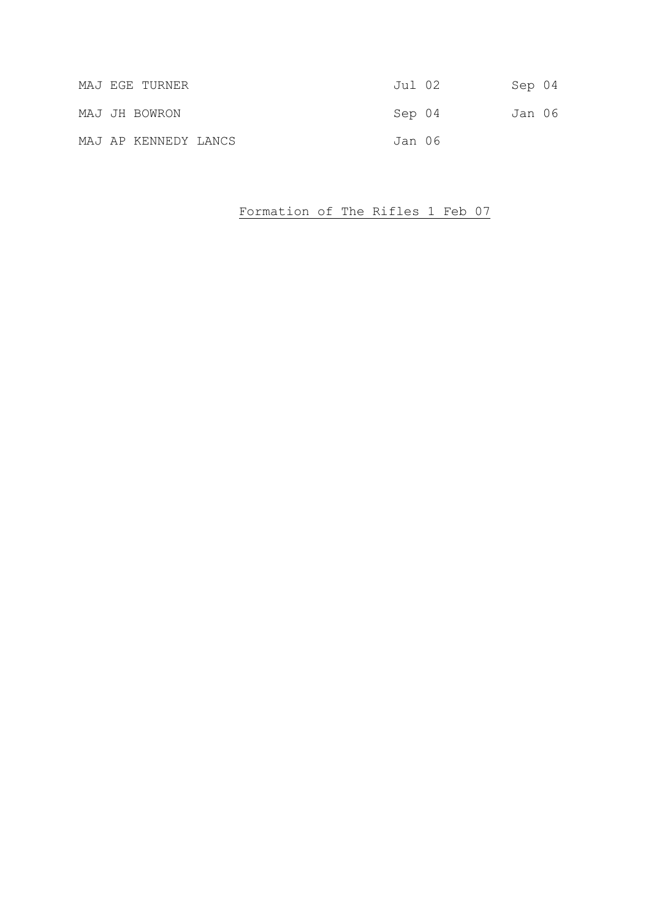| | | |
|---|---|---|
| MAJ EGE TURNER | Jul 02 | Sep 04 |
| MAJ JH BOWRON | Sep 04 | Jan 06 |
| MAJ AP KENNEDY LANCS | Jan 06 | |

<u>Formation of The Rifles 1 Feb 07</u>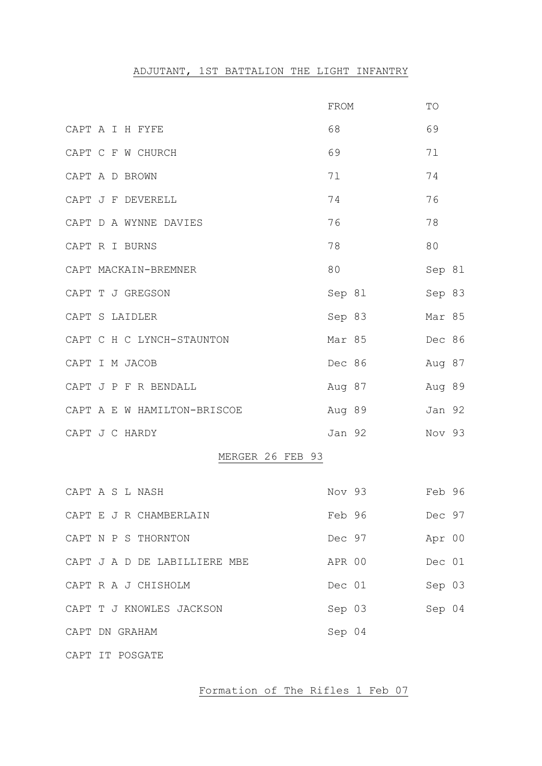# ADJUTANT, 1ST BATTALION THE LIGHT INFANTRY

| | FROM | TO |
|---|---|---|
| CAPT A I H FYFE | 68 | 69 |
| CAPT C F W CHURCH | 69 | 71 |
| CAPT A D BROWN | 71 | 74 |
| CAPT J F DEVERELL | 74 | 76 |
| CAPT D A WYNNE DAVIES | 76 | 78 |
| CAPT R I BURNS | 78 | 80 |
| CAPT MACKAIN-BREMNER | 80 | Sep 81 |
| CAPT T J GREGSON | Sep 81 | Sep 83 |
| CAPT S LAIDLER | Sep 83 | Mar 85 |
| CAPT C H C LYNCH-STAUNTON | Mar 85 | Dec 86 |
| CAPT I M JACOB | Dec 86 | Aug 87 |
| CAPT J P F R BENDALL | Aug 87 | Aug 89 |
| CAPT A E W HAMILTON-BRISCOE | Aug 89 | Jan 92 |
| CAPT J C HARDY | Jan 92 | Nov 93 |
| MERGER 26 FEB 93 | | |
| CAPT A S L NASH | Nov 93 | Feb 96 |
| CAPT E J R CHAMBERLAIN | Feb 96 | Dec 97 |
| CAPT N P S THORNTON | Dec 97 | Apr 00 |
| CAPT J A D DE LABILLIERE MBE | APR 00 | Dec 01 |
| CAPT R A J CHISHOLM | Dec 01 | Sep 03 |
| CAPT T J KNOWLES JACKSON | Sep 03 | Sep 04 |
| CAPT DN GRAHAM | Sep 04 | |
| CAPT IT POSGATE | | |

Formation of The Rifles 1 Feb 07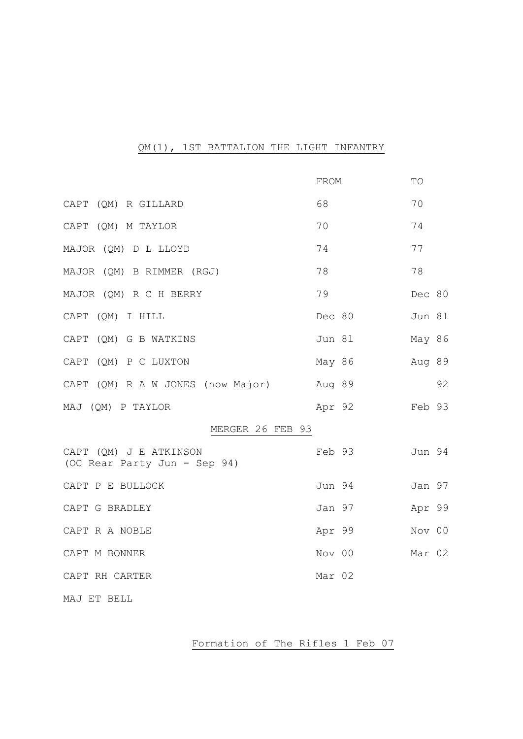## QM(1), 1ST BATTALION THE LIGHT INFANTRY

| | FROM | TO |
|---|---|---|
| CAPT (QM) R GILLARD | 68 | 70 |
| CAPT (QM) M TAYLOR | 70 | 74 |
| MAJOR (QM) D L LLOYD | 74 | 77 |
| MAJOR (QM) B RIMMER (RGJ) | 78 | 78 |
| MAJOR (QM) R C H BERRY | 79 | Dec 80 |
| CAPT (QM) I HILL | Dec 80 | Jun 81 |
| CAPT (QM) G B WATKINS | Jun 81 | May 86 |
| CAPT (QM) P C LUXTON | May 86 | Aug 89 |
| CAPT (QM) R A W JONES (now Major) | Aug 89 | 92 |
| MAJ (QM) P TAYLOR | Apr 92 | Feb 93 |
| MERGER 26 FEB 93 | | |
| CAPT (QM) J E ATKINSON (OC Rear Party Jun - Sep 94) | Feb 93 | Jun 94 |
| CAPT P E BULLOCK | Jun 94 | Jan 97 |
| CAPT G BRADLEY | Jan 97 | Apr 99 |
| CAPT R A NOBLE | Apr 99 | Nov 00 |
| CAPT M BONNER | Nov 00 | Mar 02 |
| CAPT RH CARTER | Mar 02 | |
| MAJ ET BELL | | |

Formation of The Rifles 1 Feb 07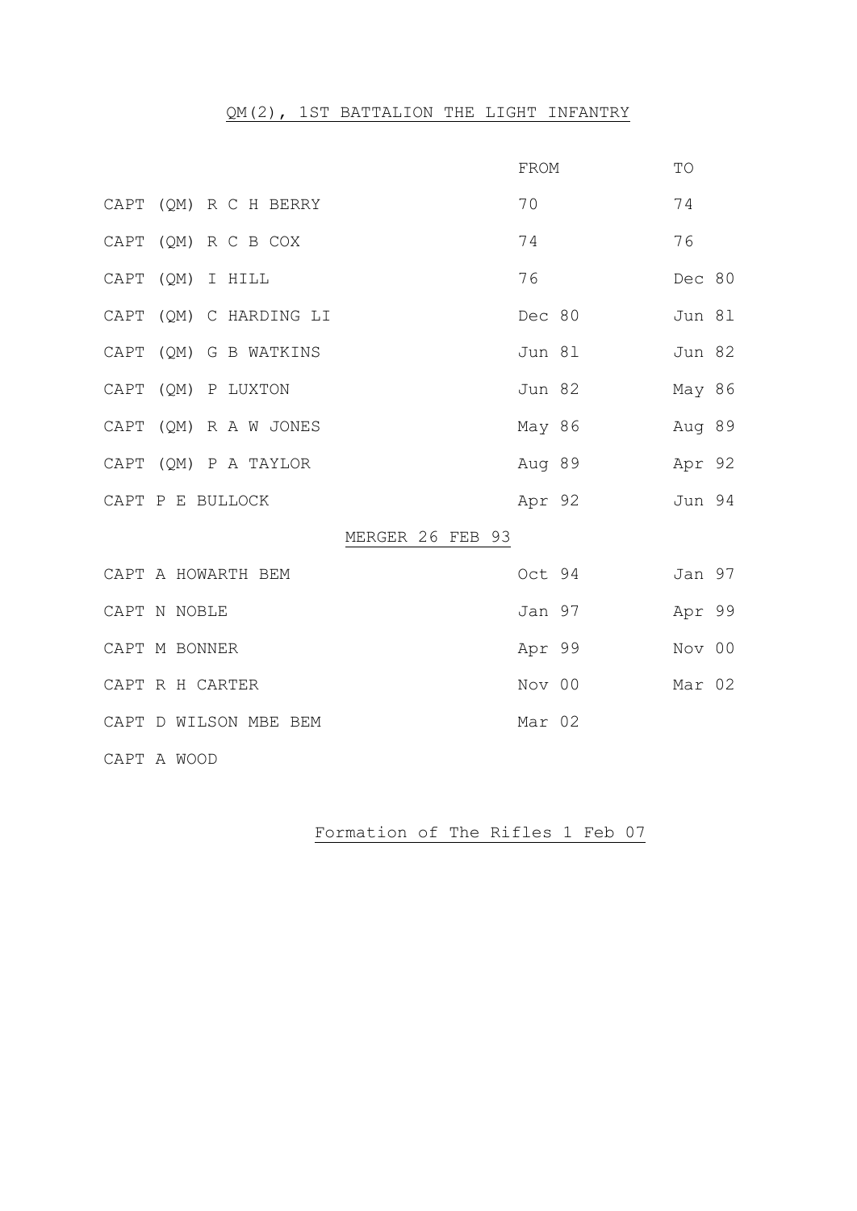## QM(2), 1ST BATTALION THE LIGHT INFANTRY

| | FROM | TO |
|---|---|---|
| CAPT (QM) R C H BERRY | 70 | 74 |
| CAPT (QM) R C B COX | 74 | 76 |
| CAPT (QM) I HILL | 76 | Dec 80 |
| CAPT (QM) C HARDING LI | Dec 80 | Jun 81 |
| CAPT (QM) G B WATKINS | Jun 81 | Jun 82 |
| CAPT (QM) P LUXTON | Jun 82 | May 86 |
| CAPT (QM) R A W JONES | May 86 | Aug 89 |
| CAPT (QM) P A TAYLOR | Aug 89 | Apr 92 |
| CAPT P E BULLOCK | Apr 92 | Jun 94 |
| MERGER 26 FEB 93 | | |
| CAPT A HOWARTH BEM | Oct 94 | Jan 97 |
| CAPT N NOBLE | Jan 97 | Apr 99 |
| CAPT M BONNER | Apr 99 | Nov 00 |
| CAPT R H CARTER | Nov 00 | Mar 02 |
| CAPT D WILSON MBE BEM | Mar 02 | |
| CAPT A WOOD | | |

Formation of The Rifles 1 Feb 07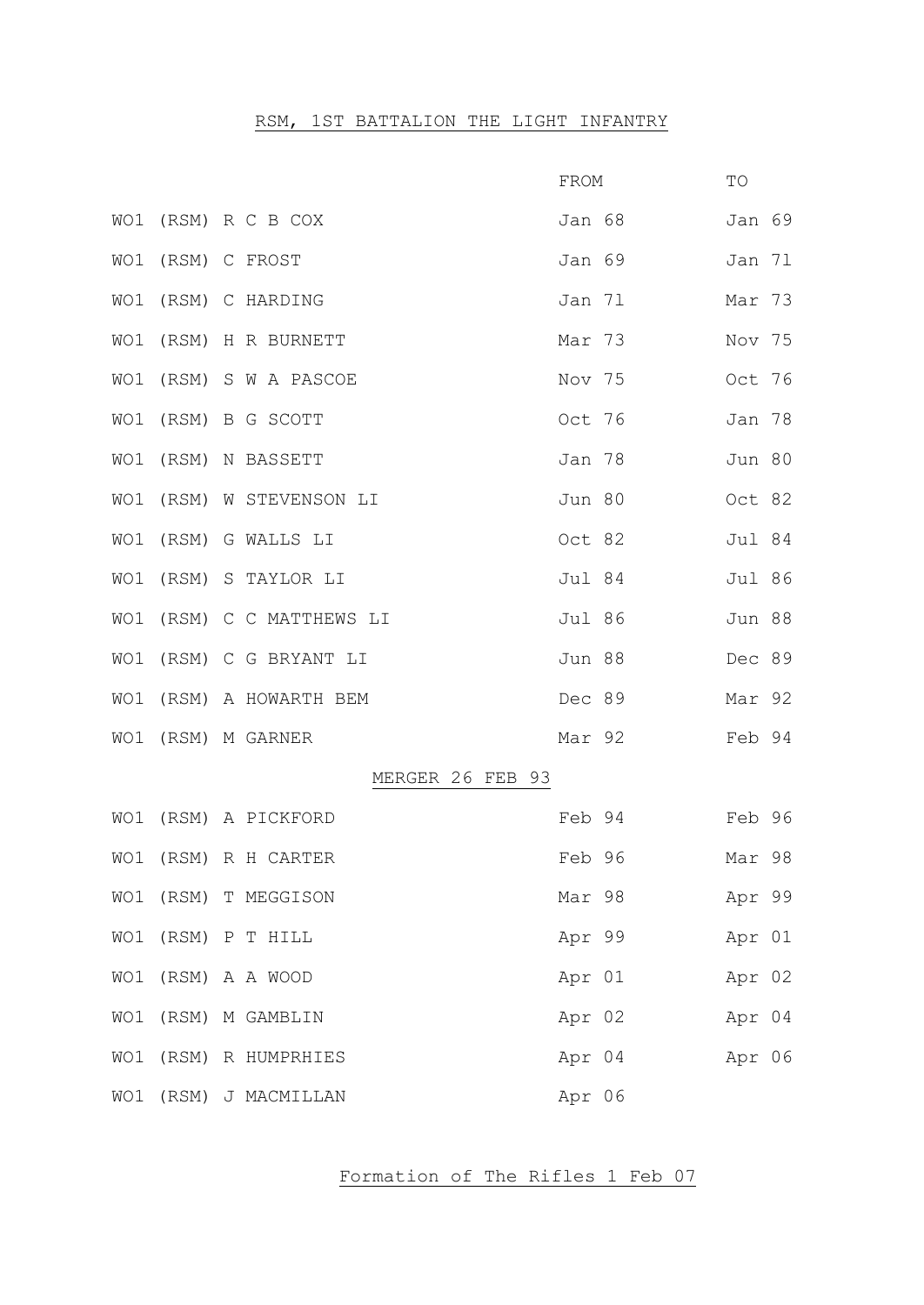# RSM, 1ST BATTALION THE LIGHT INFANTRY

| | FROM | TO |
|---|---|---|
| WO1 (RSM) R C B COX | Jan 68 | Jan 69 |
| WO1 (RSM) C FROST | Jan 69 | Jan 71 |
| WO1 (RSM) C HARDING | Jan 71 | Mar 73 |
| WO1 (RSM) H R BURNETT | Mar 73 | Nov 75 |
| WO1 (RSM) S W A PASCOE | Nov 75 | Oct 76 |
| WO1 (RSM) B G SCOTT | Oct 76 | Jan 78 |
| WO1 (RSM) N BASSETT | Jan 78 | Jun 80 |
| WO1 (RSM) W STEVENSON LI | Jun 80 | Oct 82 |
| WO1 (RSM) G WALLS LI | Oct 82 | Jul 84 |
| WO1 (RSM) S TAYLOR LI | Jul 84 | Jul 86 |
| WO1 (RSM) C C MATTHEWS LI | Jul 86 | Jun 88 |
| WO1 (RSM) C G BRYANT LI | Jun 88 | Dec 89 |
| WO1 (RSM) A HOWARTH BEM | Dec 89 | Mar 92 |
| WO1 (RSM) M GARNER | Mar 92 | Feb 94 |
| MERGER 26 FEB 93 | | |
| WO1 (RSM) A PICKFORD | Feb 94 | Feb 96 |
| WO1 (RSM) R H CARTER | Feb 96 | Mar 98 |
| WO1 (RSM) T MEGGISON | Mar 98 | Apr 99 |
| WO1 (RSM) P T HILL | Apr 99 | Apr 01 |
| WO1 (RSM) A A WOOD | Apr 01 | Apr 02 |
| WO1 (RSM) M GAMBLIN | Apr 02 | Apr 04 |
| WO1 (RSM) R HUMPRHIES | Apr 04 | Apr 06 |
| WO1 (RSM) J MACMILLAN | Apr 06 | |

Formation of The Rifles 1 Feb 07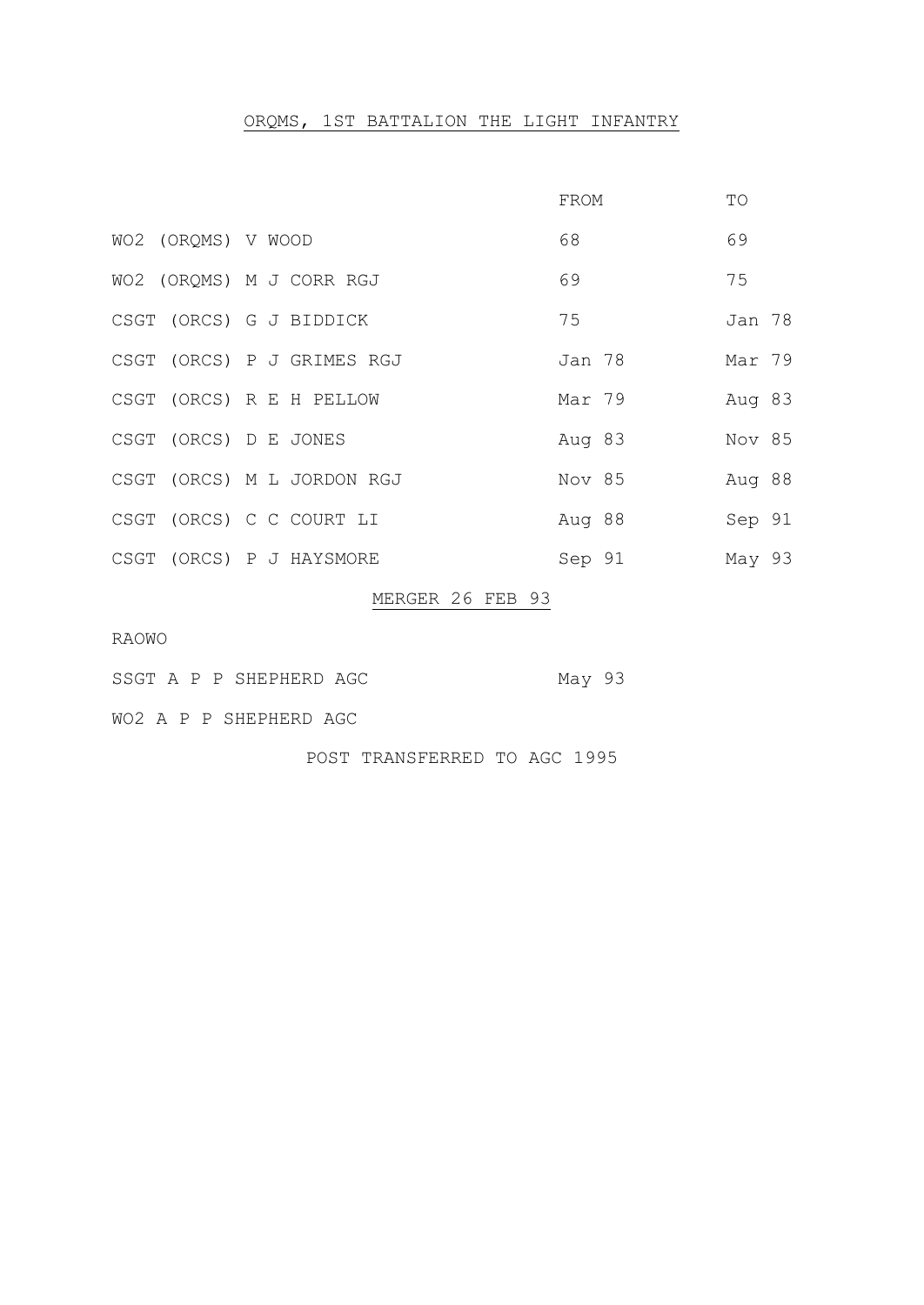## ORQMS, 1ST BATTALION THE LIGHT INFANTRY

| | FROM | TO |
|---|---|---|
| WO2 (ORQMS) V WOOD | 68 | 69 |
| WO2 (ORQMS) M J CORR RGJ | 69 | 75 |
| CSGT (ORCS) G J BIDDICK | 75 | Jan 78 |
| CSGT (ORCS) P J GRIMES RGJ | Jan 78 | Mar 79 |
| CSGT (ORCS) R E H PELLOW | Mar 79 | Aug 83 |
| CSGT (ORCS) D E JONES | Aug 83 | Nov 85 |
| CSGT (ORCS) M L JORDON RGJ | Nov 85 | Aug 88 |
| CSGT (ORCS) C C COURT LI | Aug 88 | Sep 91 |
| CSGT (ORCS) P J HAYSMORE | Sep 91 | May 93 |

MERGER 26 FEB 93

RAOWO

| | | |
|---|---|---|
| SSGT A P P SHEPHERD AGC | May 93 | |
| WO2 A P P SHEPHERD AGC | | |

POST TRANSFERRED TO AGC 1995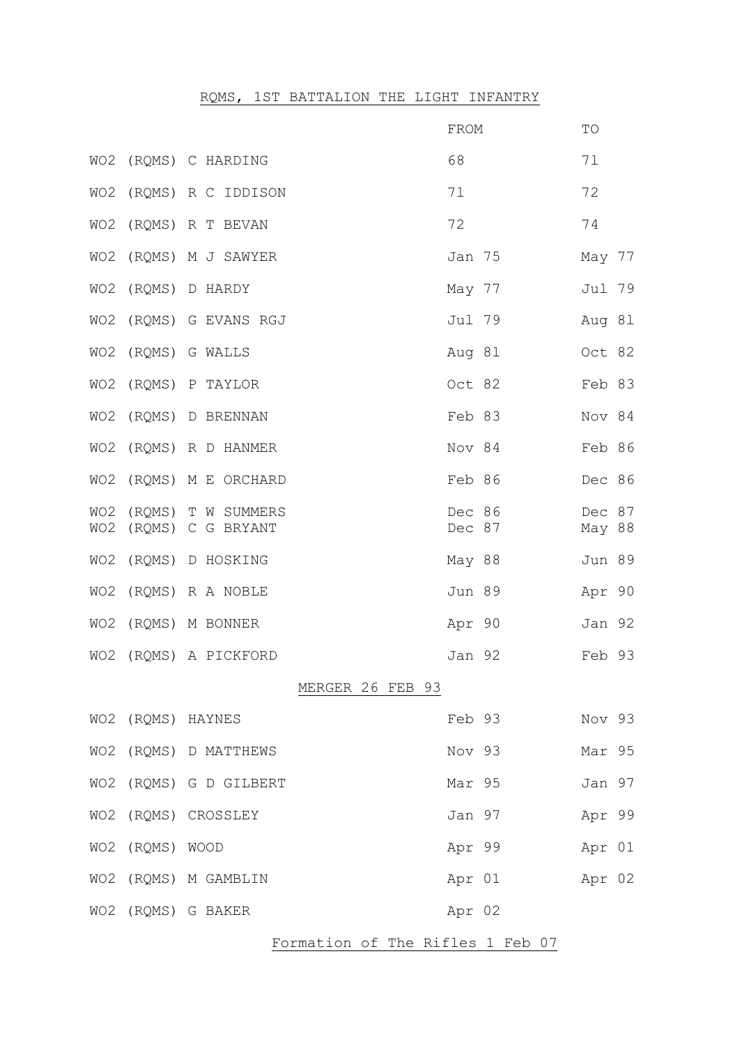# RQMS, 1ST BATTALION THE LIGHT INFANTRY

| | FROM | TO |
|---|---|---|
| WO2 (RQMS) C HARDING | 68 | 71 |
| WO2 (RQMS) R C IDDISON | 71 | 72 |
| WO2 (RQMS) R T BEVAN | 72 | 74 |
| WO2 (RQMS) M J SAWYER | Jan 75 | May 77 |
| WO2 (RQMS) D HARDY | May 77 | Jul 79 |
| WO2 (RQMS) G EVANS RGJ | Jul 79 | Aug 81 |
| WO2 (RQMS) G WALLS | Aug 81 | Oct 82 |
| WO2 (RQMS) P TAYLOR | Oct 82 | Feb 83 |
| WO2 (RQMS) D BRENNAN | Feb 83 | Nov 84 |
| WO2 (RQMS) R D HANMER | Nov 84 | Feb 86 |
| WO2 (RQMS) M E ORCHARD | Feb 86 | Dec 86 |
| WO2 (RQMS) T W SUMMERS | Dec 86 | Dec 87 |
| WO2 (RQMS) C G BRYANT | Dec 87 | May 88 |
| WO2 (RQMS) D HOSKING | May 88 | Jun 89 |
| WO2 (RQMS) R A NOBLE | Jun 89 | Apr 90 |
| WO2 (RQMS) M BONNER | Apr 90 | Jan 92 |
| WO2 (RQMS) A PICKFORD | Jan 92 | Feb 93 |
| **MERGER 26 FEB 93** | | |
| WO2 (RQMS) HAYNES | Feb 93 | Nov 93 |
| WO2 (RQMS) D MATTHEWS | Nov 93 | Mar 95 |
| WO2 (RQMS) G D GILBERT | Mar 95 | Jan 97 |
| WO2 (RQMS) CROSSLEY | Jan 97 | Apr 99 |
| WO2 (RQMS) WOOD | Apr 99 | Apr 01 |
| WO2 (RQMS) M GAMBLIN | Apr 01 | Apr 02 |
| WO2 (RQMS) G BAKER | Apr 02 | |

Formation of The Rifles 1 Feb 07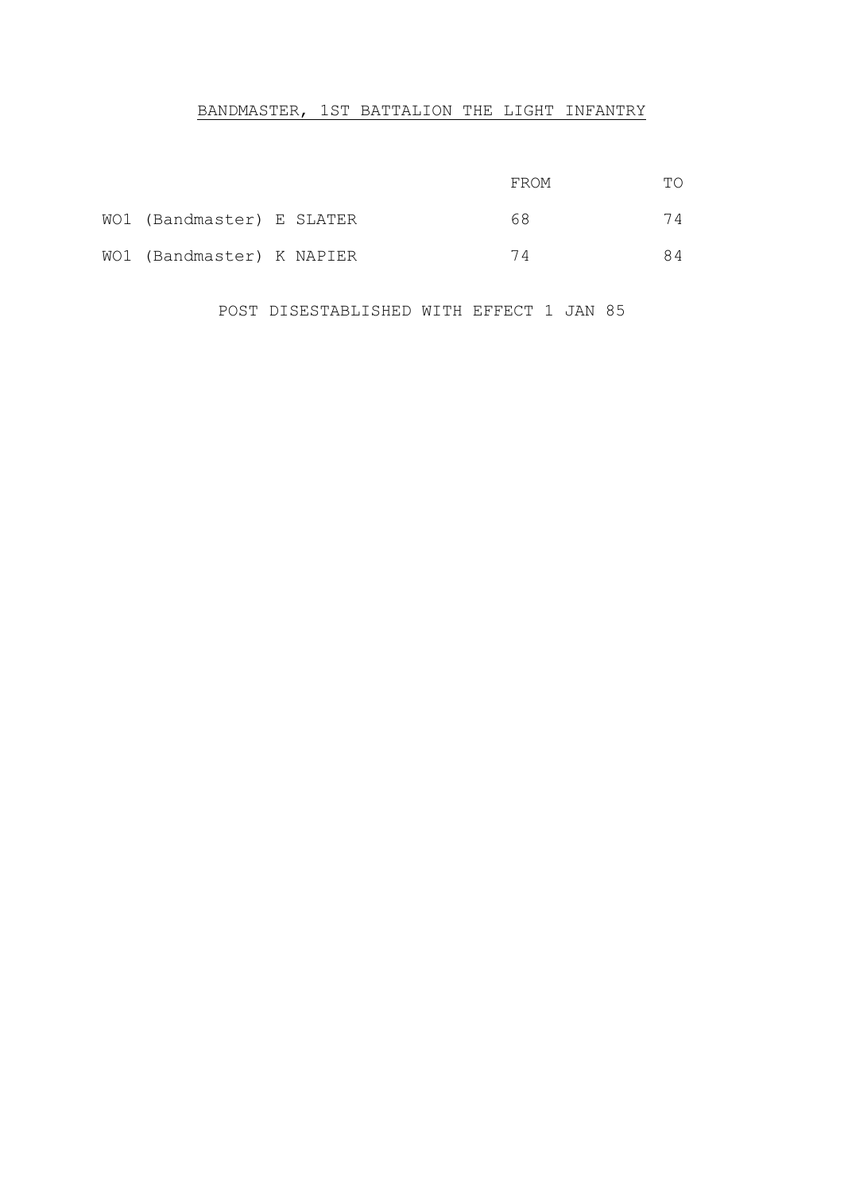## BANDMASTER, 1ST BATTALION THE LIGHT INFANTRY

| | FROM | TO |
|---|---|---|
| WO1 (Bandmaster) E SLATER | 68 | 74 |
| WO1 (Bandmaster) K NAPIER | 74 | 84 |

POST DISESTABLISHED WITH EFFECT 1 JAN 85